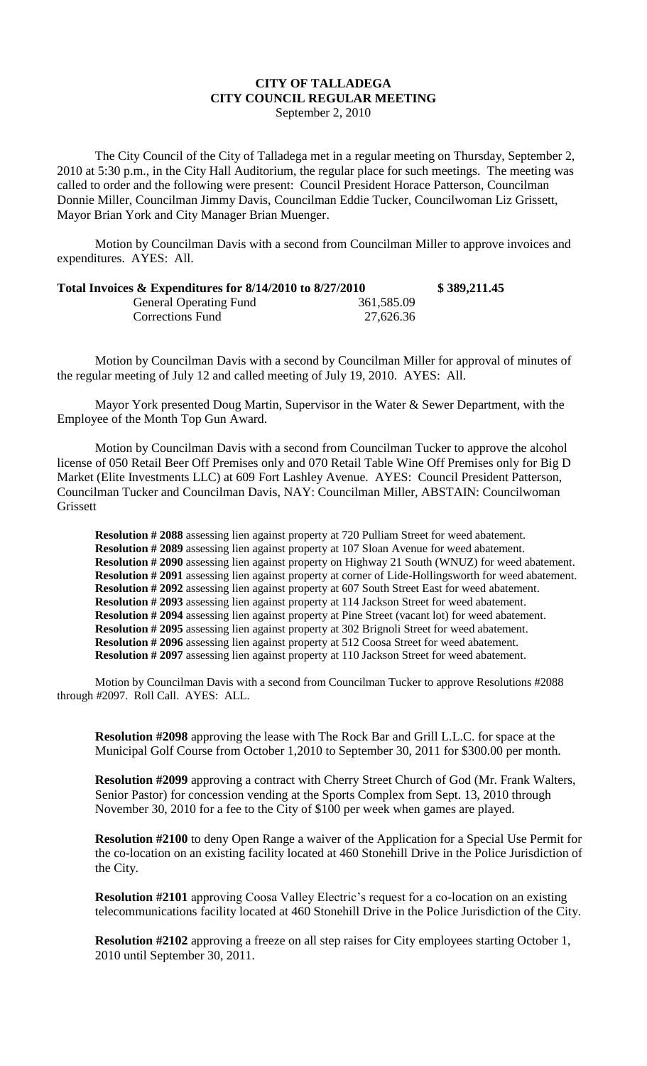# CITY OF TALLADEGA
## CITY COUNCIL REGULAR MEETING
September 2, 2010

The City Council of the City of Talladega met in a regular meeting on Thursday, September 2, 2010 at 5:30 p.m., in the City Hall Auditorium, the regular place for such meetings. The meeting was called to order and the following were present: Council President Horace Patterson, Councilman Donnie Miller, Councilman Jimmy Davis, Councilman Eddie Tucker, Councilwoman Liz Grissett, Mayor Brian York and City Manager Brian Muenger.

Motion by Councilman Davis with a second from Councilman Miller to approve invoices and expenditures. AYES: All.

| **Total Invoices & Expenditures for 8/14/2010 to 8/27/2010** | | **$ 389,211.45** |
|---|---|---|
| General Operating Fund | 361,585.09 | |
| Corrections Fund | 27,626.36 | |

Motion by Councilman Davis with a second by Councilman Miller for approval of minutes of the regular meeting of July 12 and called meeting of July 19, 2010. AYES: All.

Mayor York presented Doug Martin, Supervisor in the Water & Sewer Department, with the Employee of the Month Top Gun Award.

Motion by Councilman Davis with a second from Councilman Tucker to approve the alcohol license of 050 Retail Beer Off Premises only and 070 Retail Table Wine Off Premises only for Big D Market (Elite Investments LLC) at 609 Fort Lashley Avenue. AYES: Council President Patterson, Councilman Tucker and Councilman Davis, NAY: Councilman Miller, ABSTAIN: Councilwoman Grissett

**Resolution # 2088** assessing lien against property at 720 Pulliam Street for weed abatement.
**Resolution # 2089** assessing lien against property at 107 Sloan Avenue for weed abatement.
**Resolution # 2090** assessing lien against property on Highway 21 South (WNUZ) for weed abatement.
**Resolution # 2091** assessing lien against property at corner of Lide-Hollingsworth for weed abatement.
**Resolution # 2092** assessing lien against property at 607 South Street East for weed abatement.
**Resolution # 2093** assessing lien against property at 114 Jackson Street for weed abatement.
**Resolution # 2094** assessing lien against property at Pine Street (vacant lot) for weed abatement.
**Resolution # 2095** assessing lien against property at 302 Brignoli Street for weed abatement.
**Resolution # 2096** assessing lien against property at 512 Coosa Street for weed abatement.
**Resolution # 2097** assessing lien against property at 110 Jackson Street for weed abatement.

Motion by Councilman Davis with a second from Councilman Tucker to approve Resolutions #2088 through #2097. Roll Call. AYES: ALL.

**Resolution #2098** approving the lease with The Rock Bar and Grill L.L.C. for space at the Municipal Golf Course from October 1,2010 to September 30, 2011 for $300.00 per month.

**Resolution #2099** approving a contract with Cherry Street Church of God (Mr. Frank Walters, Senior Pastor) for concession vending at the Sports Complex from Sept. 13, 2010 through November 30, 2010 for a fee to the City of $100 per week when games are played.

**Resolution #2100** to deny Open Range a waiver of the Application for a Special Use Permit for the co-location on an existing facility located at 460 Stonehill Drive in the Police Jurisdiction of the City.

**Resolution #2101** approving Coosa Valley Electric's request for a co-location on an existing telecommunications facility located at 460 Stonehill Drive in the Police Jurisdiction of the City.

**Resolution #2102** approving a freeze on all step raises for City employees starting October 1, 2010 until September 30, 2011.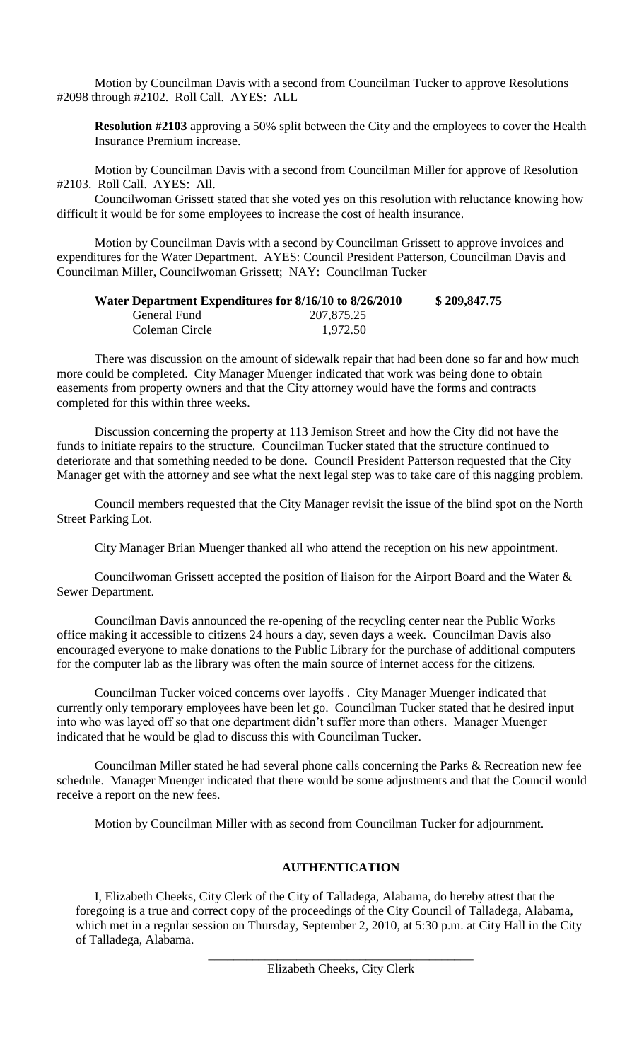Motion by Councilman Davis with a second from Councilman Tucker to approve Resolutions #2098 through #2102. Roll Call. AYES: ALL

**Resolution #2103** approving a 50% split between the City and the employees to cover the Health Insurance Premium increase.

Motion by Councilman Davis with a second from Councilman Miller for approve of Resolution #2103. Roll Call. AYES: All.

Councilwoman Grissett stated that she voted yes on this resolution with reluctance knowing how difficult it would be for some employees to increase the cost of health insurance.

Motion by Councilman Davis with a second by Councilman Grissett to approve invoices and expenditures for the Water Department. AYES: Council President Patterson, Councilman Davis and Councilman Miller, Councilwoman Grissett; NAY: Councilman Tucker

| | | |
|---|---|---|
| **Water Department Expenditures for 8/16/10 to 8/26/2010** | | **$ 209,847.75** |
| General Fund | 207,875.25 | |
| Coleman Circle | 1,972.50 | |

There was discussion on the amount of sidewalk repair that had been done so far and how much more could be completed. City Manager Muenger indicated that work was being done to obtain easements from property owners and that the City attorney would have the forms and contracts completed for this within three weeks.

Discussion concerning the property at 113 Jemison Street and how the City did not have the funds to initiate repairs to the structure. Councilman Tucker stated that the structure continued to deteriorate and that something needed to be done. Council President Patterson requested that the City Manager get with the attorney and see what the next legal step was to take care of this nagging problem.

Council members requested that the City Manager revisit the issue of the blind spot on the North Street Parking Lot.

City Manager Brian Muenger thanked all who attend the reception on his new appointment.

Councilwoman Grissett accepted the position of liaison for the Airport Board and the Water & Sewer Department.

Councilman Davis announced the re-opening of the recycling center near the Public Works office making it accessible to citizens 24 hours a day, seven days a week. Councilman Davis also encouraged everyone to make donations to the Public Library for the purchase of additional computers for the computer lab as the library was often the main source of internet access for the citizens.

Councilman Tucker voiced concerns over layoffs . City Manager Muenger indicated that currently only temporary employees have been let go. Councilman Tucker stated that he desired input into who was layed off so that one department didn't suffer more than others. Manager Muenger indicated that he would be glad to discuss this with Councilman Tucker.

Councilman Miller stated he had several phone calls concerning the Parks & Recreation new fee schedule. Manager Muenger indicated that there would be some adjustments and that the Council would receive a report on the new fees.

Motion by Councilman Miller with as second from Councilman Tucker for adjournment.

## AUTHENTICATION

I, Elizabeth Cheeks, City Clerk of the City of Talladega, Alabama, do hereby attest that the foregoing is a true and correct copy of the proceedings of the City Council of Talladega, Alabama, which met in a regular session on Thursday, September 2, 2010, at 5:30 p.m. at City Hall in the City of Talladega, Alabama.

\_\_\_\_\_\_\_\_\_\_\_\_\_\_\_\_\_\_\_\_\_\_\_\_\_\_\_\_\_\_\_\_\_\_\_\_\_\_\_\_

Elizabeth Cheeks, City Clerk